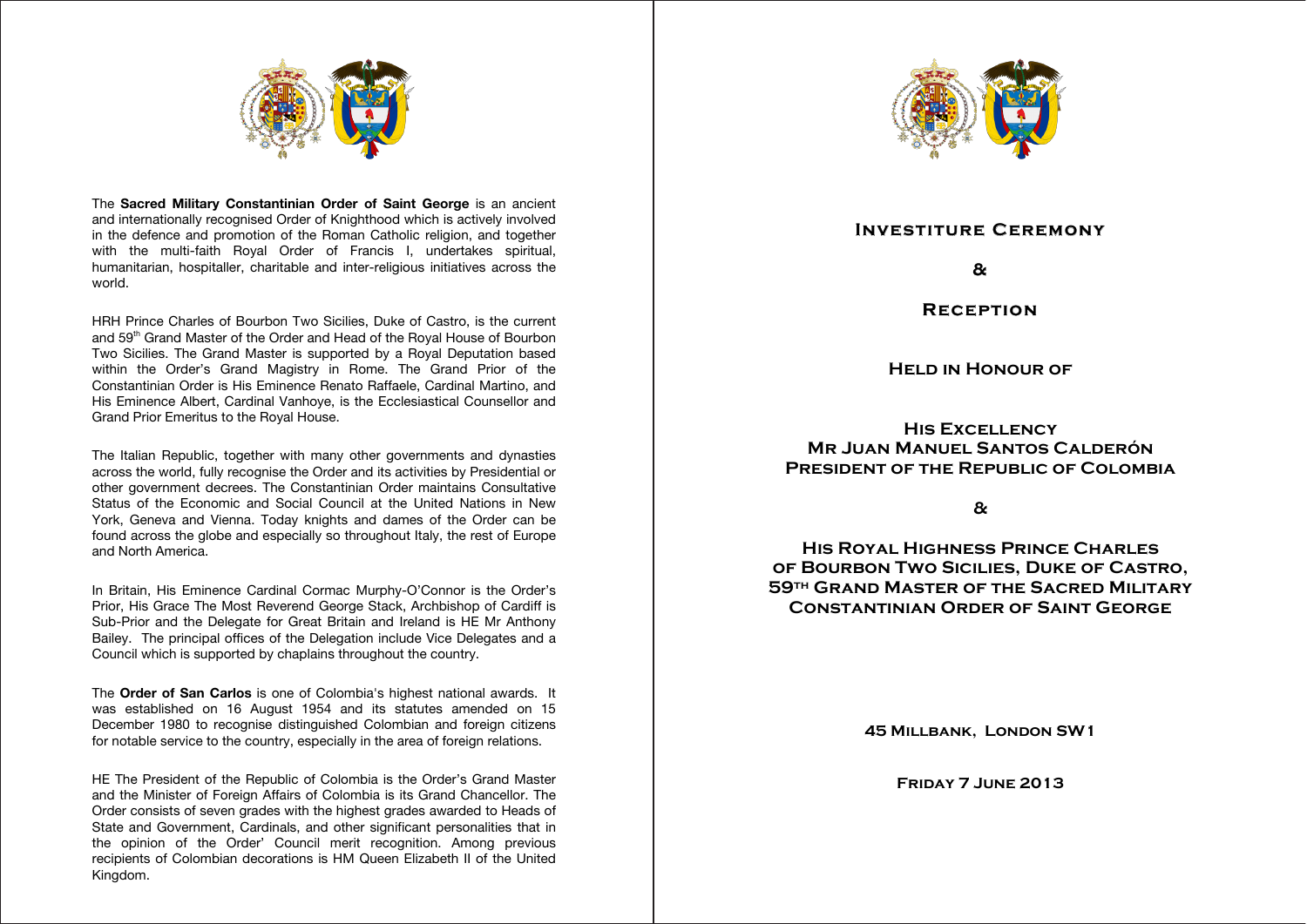The **Sacred Military Constantinian Order of Saint George** is an ancient and internationally recognised Order of Knighthood which is actively involved in the defence and promotion of the Roman Catholic religion, and together with the multi-faith Royal Order of Francis I, undertakes spiritual, humanitarian, hospitaller, charitable and inter-religious initiatives across the world.

HRH Prince Charles of Bourbon Two Sicilies, Duke of Castro, is the current and 59th Grand Master of the Order and Head of the Royal House of Bourbon Two Sicilies. The Grand Master is supported by a Royal Deputation based within the Order's Grand Magistry in Rome. The Grand Prior of the Constantinian Order is His Eminence Renato Raffaele, Cardinal Martino, and His Eminence Albert, Cardinal Vanhoye, is the Ecclesiastical Counsellor and Grand Prior Emeritus to the Royal House.

The Italian Republic, together with many other governments and dynasties across the world, fully recognise the Order and its activities by Presidential or other government decrees. The Constantinian Order maintains Consultative Status of the Economic and Social Council at the United Nations in New York, Geneva and Vienna. Today knights and dames of the Order can be found across the globe and especially so throughout Italy, the rest of Europe and North America.

In Britain, His Eminence Cardinal Cormac Murphy-O'Connor is the Order's Prior, His Grace The Most Reverend George Stack, Archbishop of Cardiff is Sub-Prior and the Delegate for Great Britain and Ireland is HE Mr Anthony Bailey. The principal offices of the Delegation include Vice Delegates and a Council which is supported by chaplains throughout the country.

The **Order of San Carlos** is one of Colombia's highest national awards. It was established on 16 August 1954 and its statutes amended on 15 December 1980 to recognise distinguished Colombian and foreign citizens for notable service to the country, especially in the area of foreign relations.

HE The President of the Republic of Colombia is the Order's Grand Master and the Minister of Foreign Affairs of Colombia is its Grand Chancellor. The Order consists of seven grades with the highest grades awarded to Heads of State and Government, Cardinals, and other significant personalities that in the opinion of the Order' Council merit recognition. Among previous recipients of Colombian decorations is HM Queen Elizabeth II of the United Kingdom.

# Investiture Ceremony

&

# Reception

## Held in Honour of

## His Excellency Mr Juan Manuel Santos Calderón President of the Republic of Colombia

&

## His Royal Highness Prince Charles of Bourbon Two Sicilies, Duke of Castro, 59th Grand Master of the Sacred Military Constantinian Order of Saint George

**45 Millbank, London SW1**

**Friday 7 June 2013**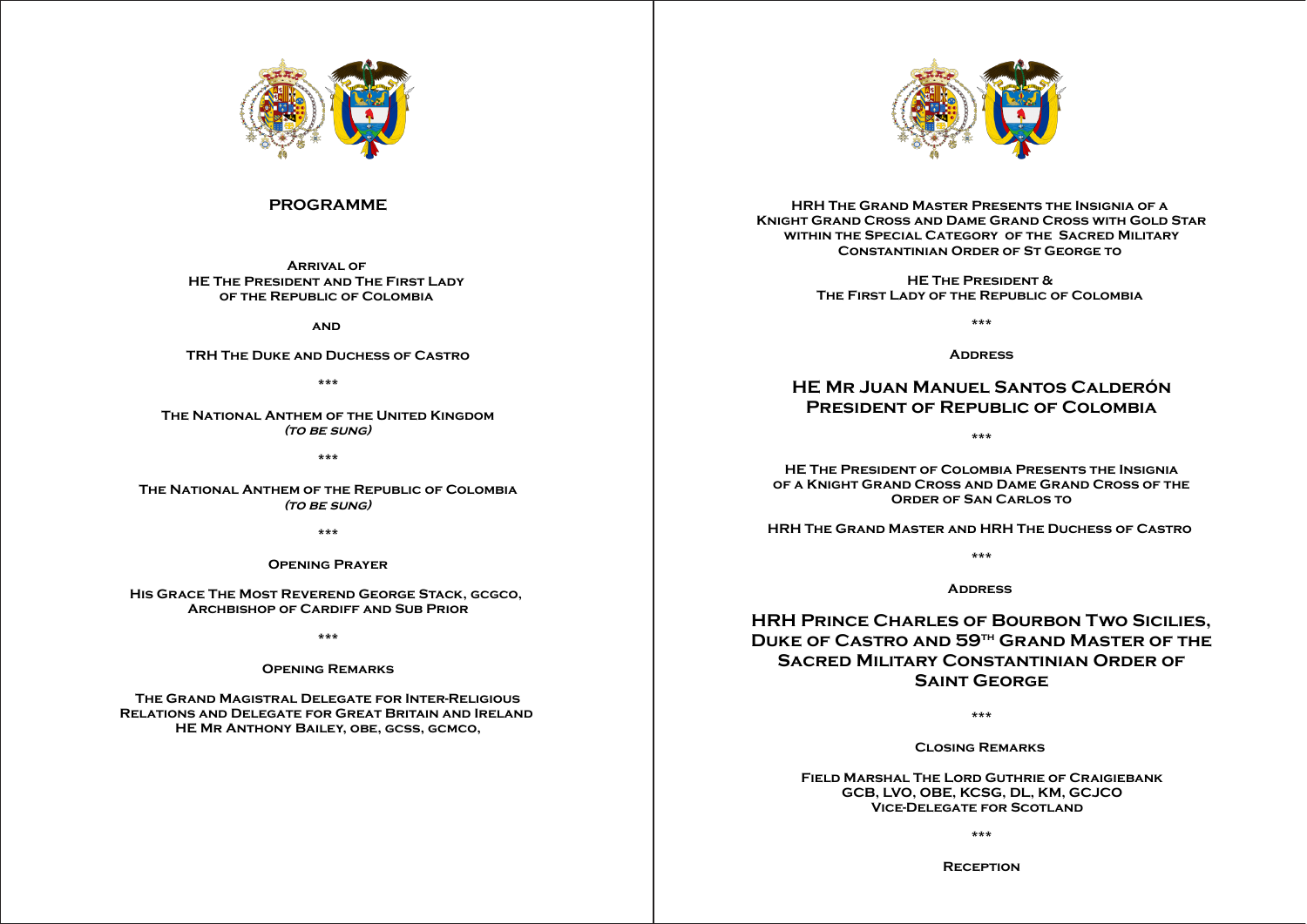## PROGRAMME

**Arrival of**
**HE The President and The First Lady of the Republic of Colombia**

**and**

**TRH The Duke and Duchess of Castro**

\*\*\*

**The National Anthem of the United Kingdom**
***(to be sung)***

\*\*\*

**The National Anthem of the Republic of Colombia**
***(to be sung)***

\*\*\*

**Opening Prayer**

**His Grace The Most Reverend George Stack, gcgco, Archbishop of Cardiff and Sub Prior**

\*\*\*

**Opening Remarks**

**The Grand Magistral Delegate for Inter-Religious Relations and Delegate for Great Britain and Ireland**
**HE Mr Anthony Bailey, obe, gcss, gcmco,**

**HRH The Grand Master Presents the Insignia of a Knight Grand Cross and Dame Grand Cross with Gold Star within the Special Category of the Sacred Military Constantinian Order of St George to**

**HE The President &**
**The First Lady of the Republic of Colombia**

\*\*\*

**Address**

### HE Mr Juan Manuel Santos Calderón
### President of Republic of Colombia

\*\*\*

**HE The President of Colombia Presents the Insignia of a Knight Grand Cross and Dame Grand Cross of the Order of San Carlos to**

**HRH The Grand Master and HRH The Duchess of Castro**

\*\*\*

**Address**

### HRH Prince Charles of Bourbon Two Sicilies, Duke of Castro and 59th Grand Master of the Sacred Military Constantinian Order of Saint George

\*\*\*

**Closing Remarks**

**Field Marshal The Lord Guthrie of Craigiebank**
**GCB, LVO, OBE, KCSG, DL, KM, GCJCO**
**Vice-Delegate for Scotland**

\*\*\*

**Reception**